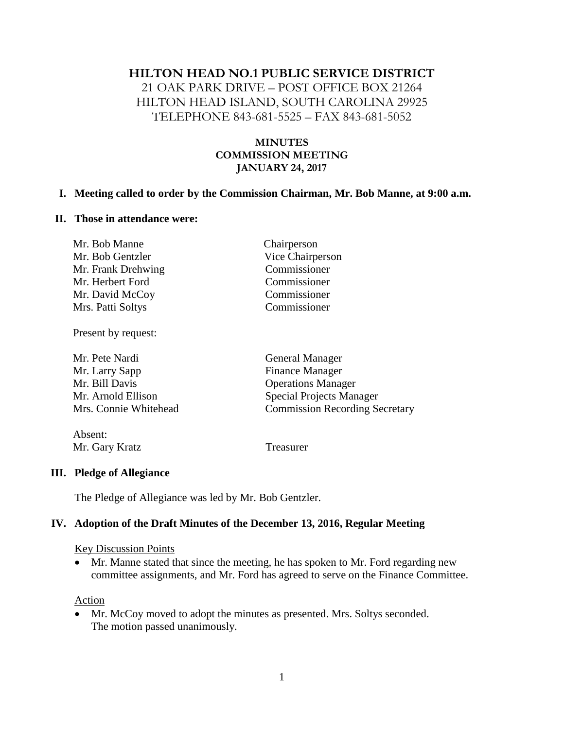# HILTON HEAD NO.1 PUBLIC SERVICE DISTRICT

21 OAK PARK DRIVE – POST OFFICE BOX 21264
HILTON HEAD ISLAND, SOUTH CAROLINA 29925
TELEPHONE 843-681-5525 – FAX 843-681-5052

**MINUTES**
**COMMISSION MEETING**
**JANUARY 24, 2017**

## I. Meeting called to order by the Commission Chairman, Mr. Bob Manne, at 9:00 a.m.

## II. Those in attendance were:

| | |
|---|---|
| Mr. Bob Manne | Chairperson |
| Mr. Bob Gentzler | Vice Chairperson |
| Mr. Frank Drehwing | Commissioner |
| Mr. Herbert Ford | Commissioner |
| Mr. David McCoy | Commissioner |
| Mrs. Patti Soltys | Commissioner |

Present by request:

| | |
|---|---|
| Mr. Pete Nardi | General Manager |
| Mr. Larry Sapp | Finance Manager |
| Mr. Bill Davis | Operations Manager |
| Mr. Arnold Ellison | Special Projects Manager |
| Mrs. Connie Whitehead | Commission Recording Secretary |

Absent:

| | |
|---|---|
| Mr. Gary Kratz | Treasurer |

## III. Pledge of Allegiance

The Pledge of Allegiance was led by Mr. Bob Gentzler.

## IV. Adoption of the Draft Minutes of the December 13, 2016, Regular Meeting

Key Discussion Points

- Mr. Manne stated that since the meeting, he has spoken to Mr. Ford regarding new committee assignments, and Mr. Ford has agreed to serve on the Finance Committee.

Action

- Mr. McCoy moved to adopt the minutes as presented. Mrs. Soltys seconded. The motion passed unanimously.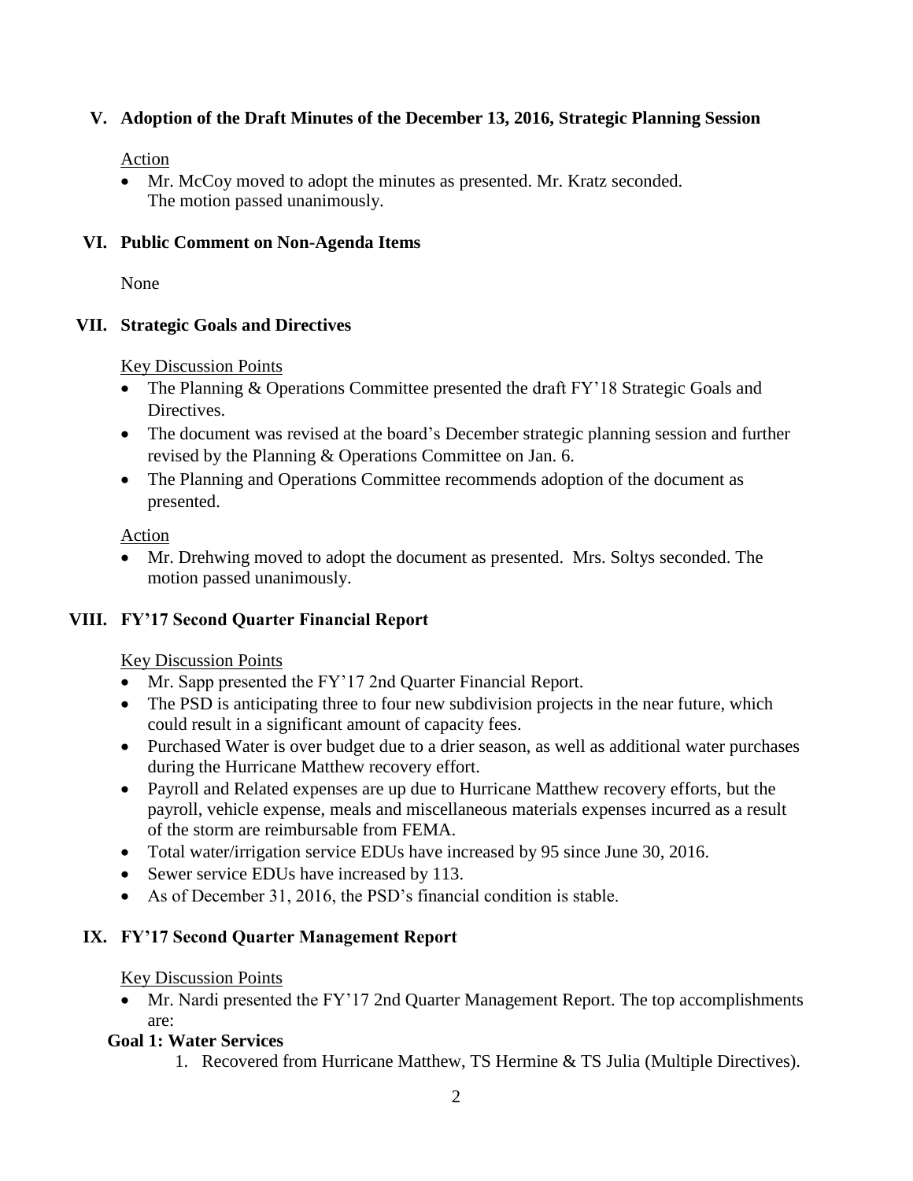## V. Adoption of the Draft Minutes of the December 13, 2016, Strategic Planning Session

Action

- Mr. McCoy moved to adopt the minutes as presented. Mr. Kratz seconded. The motion passed unanimously.

## VI. Public Comment on Non-Agenda Items

None

## VII. Strategic Goals and Directives

Key Discussion Points

- The Planning & Operations Committee presented the draft FY'18 Strategic Goals and Directives.
- The document was revised at the board's December strategic planning session and further revised by the Planning & Operations Committee on Jan. 6.
- The Planning and Operations Committee recommends adoption of the document as presented.

Action

- Mr. Drehwing moved to adopt the document as presented. Mrs. Soltys seconded. The motion passed unanimously.

## VIII. FY'17 Second Quarter Financial Report

Key Discussion Points

- Mr. Sapp presented the FY'17 2nd Quarter Financial Report.
- The PSD is anticipating three to four new subdivision projects in the near future, which could result in a significant amount of capacity fees.
- Purchased Water is over budget due to a drier season, as well as additional water purchases during the Hurricane Matthew recovery effort.
- Payroll and Related expenses are up due to Hurricane Matthew recovery efforts, but the payroll, vehicle expense, meals and miscellaneous materials expenses incurred as a result of the storm are reimbursable from FEMA.
- Total water/irrigation service EDUs have increased by 95 since June 30, 2016.
- Sewer service EDUs have increased by 113.
- As of December 31, 2016, the PSD's financial condition is stable.

## IX. FY'17 Second Quarter Management Report

Key Discussion Points

- Mr. Nardi presented the FY'17 2nd Quarter Management Report. The top accomplishments are:

**Goal 1: Water Services**

1. Recovered from Hurricane Matthew, TS Hermine & TS Julia (Multiple Directives).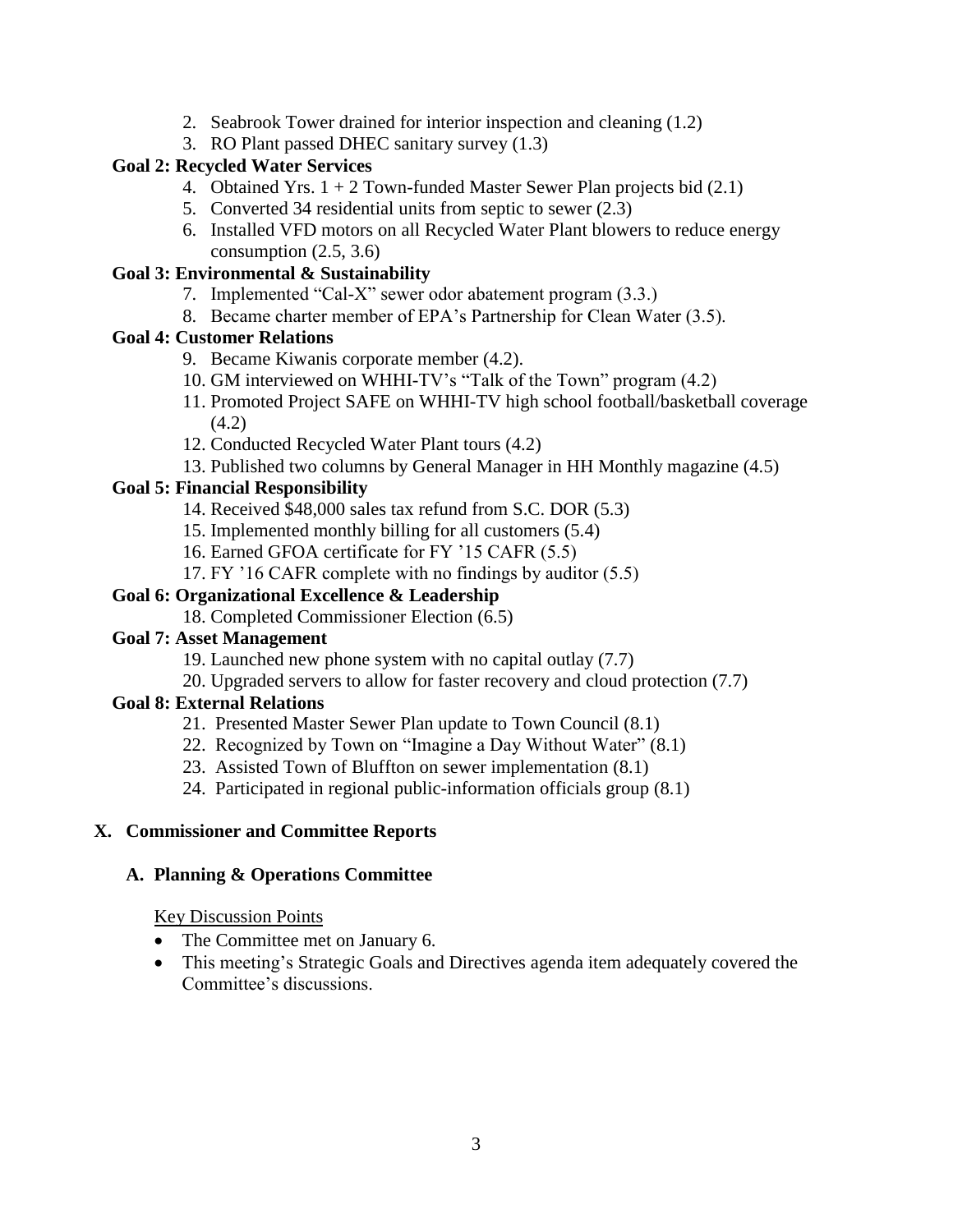2. Seabrook Tower drained for interior inspection and cleaning (1.2)
3. RO Plant passed DHEC sanitary survey (1.3)

**Goal 2: Recycled Water Services**

4. Obtained Yrs. 1 + 2 Town-funded Master Sewer Plan projects bid (2.1)
5. Converted 34 residential units from septic to sewer (2.3)
6. Installed VFD motors on all Recycled Water Plant blowers to reduce energy consumption (2.5, 3.6)

**Goal 3: Environmental & Sustainability**

7. Implemented "Cal-X" sewer odor abatement program (3.3.)
8. Became charter member of EPA's Partnership for Clean Water (3.5).

**Goal 4: Customer Relations**

9. Became Kiwanis corporate member (4.2).
10. GM interviewed on WHHI-TV's "Talk of the Town" program (4.2)
11. Promoted Project SAFE on WHHI-TV high school football/basketball coverage (4.2)
12. Conducted Recycled Water Plant tours (4.2)
13. Published two columns by General Manager in HH Monthly magazine (4.5)

**Goal 5: Financial Responsibility**

14. Received $48,000 sales tax refund from S.C. DOR (5.3)
15. Implemented monthly billing for all customers (5.4)
16. Earned GFOA certificate for FY '15 CAFR (5.5)
17. FY '16 CAFR complete with no findings by auditor (5.5)

**Goal 6: Organizational Excellence & Leadership**

18. Completed Commissioner Election (6.5)

**Goal 7: Asset Management**

19. Launched new phone system with no capital outlay (7.7)
20. Upgraded servers to allow for faster recovery and cloud protection (7.7)

**Goal 8: External Relations**

21. Presented Master Sewer Plan update to Town Council (8.1)
22. Recognized by Town on "Imagine a Day Without Water" (8.1)
23. Assisted Town of Bluffton on sewer implementation (8.1)
24. Participated in regional public-information officials group (8.1)

## X. Commissioner and Committee Reports

### A. Planning & Operations Committee

Key Discussion Points

- The Committee met on January 6.
- This meeting's Strategic Goals and Directives agenda item adequately covered the Committee's discussions.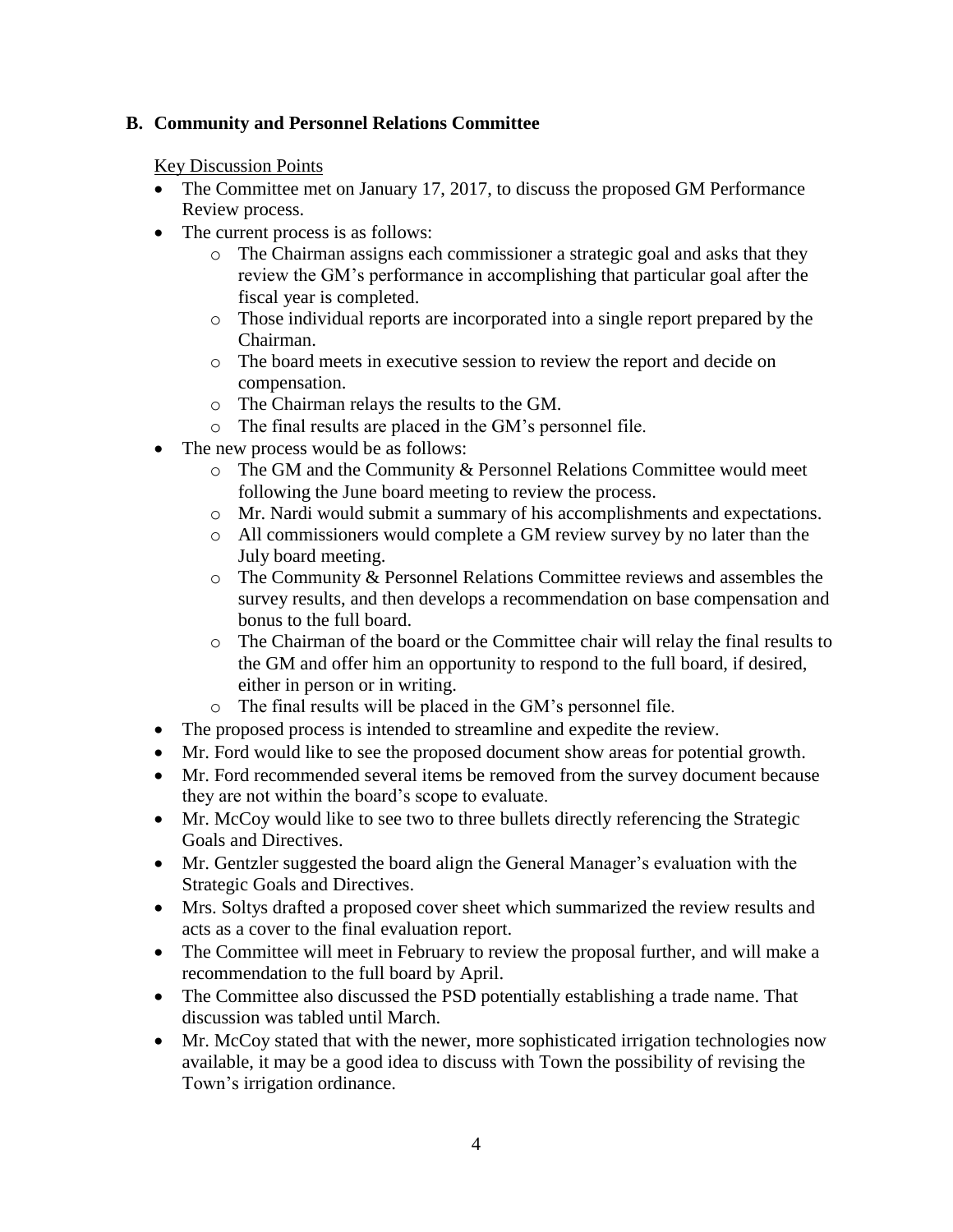## B. Community and Personnel Relations Committee

Key Discussion Points

- The Committee met on January 17, 2017, to discuss the proposed GM Performance Review process.
- The current process is as follows:
  - The Chairman assigns each commissioner a strategic goal and asks that they review the GM's performance in accomplishing that particular goal after the fiscal year is completed.
  - Those individual reports are incorporated into a single report prepared by the Chairman.
  - The board meets in executive session to review the report and decide on compensation.
  - The Chairman relays the results to the GM.
  - The final results are placed in the GM's personnel file.
- The new process would be as follows:
  - The GM and the Community & Personnel Relations Committee would meet following the June board meeting to review the process.
  - Mr. Nardi would submit a summary of his accomplishments and expectations.
  - All commissioners would complete a GM review survey by no later than the July board meeting.
  - The Community & Personnel Relations Committee reviews and assembles the survey results, and then develops a recommendation on base compensation and bonus to the full board.
  - The Chairman of the board or the Committee chair will relay the final results to the GM and offer him an opportunity to respond to the full board, if desired, either in person or in writing.
  - The final results will be placed in the GM's personnel file.
- The proposed process is intended to streamline and expedite the review.
- Mr. Ford would like to see the proposed document show areas for potential growth.
- Mr. Ford recommended several items be removed from the survey document because they are not within the board's scope to evaluate.
- Mr. McCoy would like to see two to three bullets directly referencing the Strategic Goals and Directives.
- Mr. Gentzler suggested the board align the General Manager's evaluation with the Strategic Goals and Directives.
- Mrs. Soltys drafted a proposed cover sheet which summarized the review results and acts as a cover to the final evaluation report.
- The Committee will meet in February to review the proposal further, and will make a recommendation to the full board by April.
- The Committee also discussed the PSD potentially establishing a trade name. That discussion was tabled until March.
- Mr. McCoy stated that with the newer, more sophisticated irrigation technologies now available, it may be a good idea to discuss with Town the possibility of revising the Town's irrigation ordinance.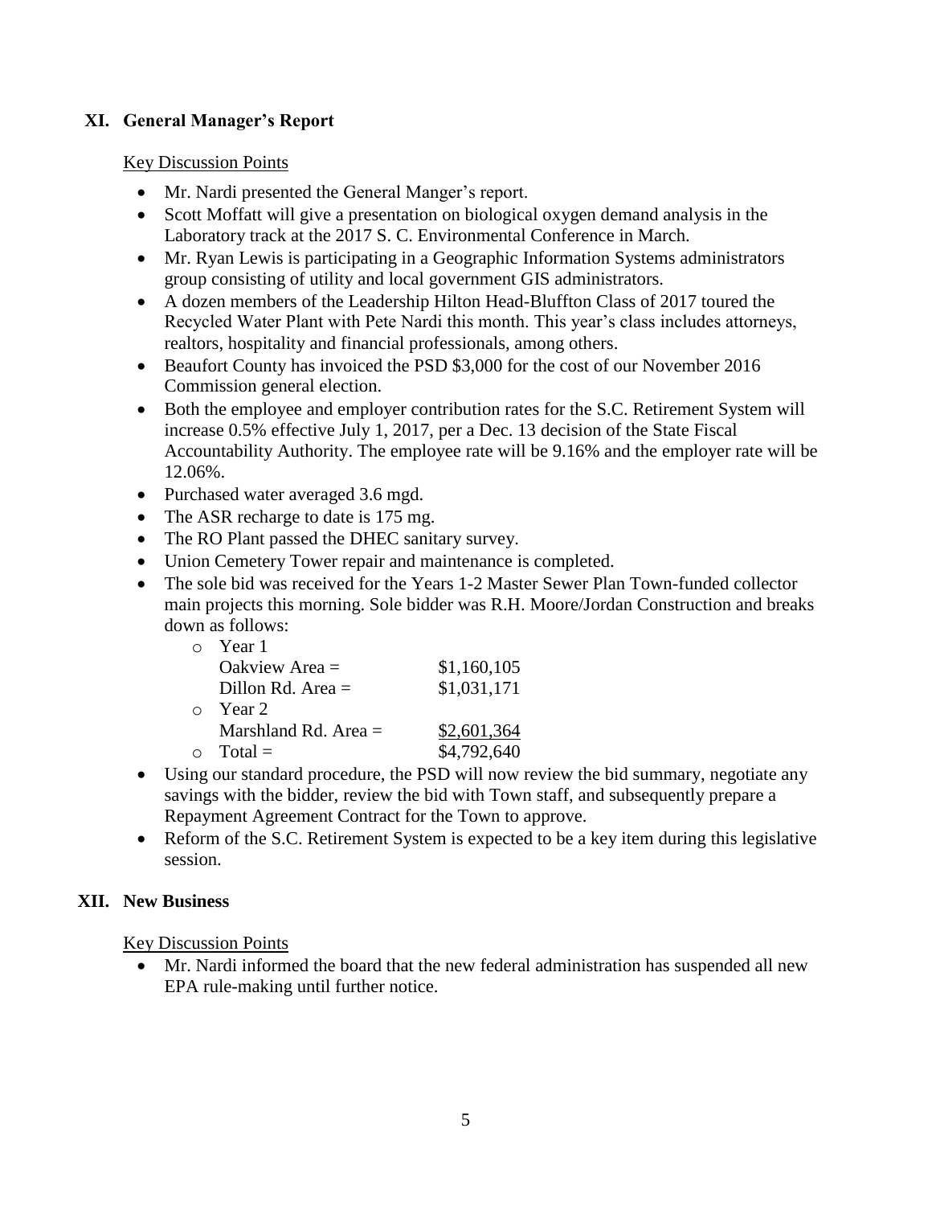## XI. General Manager's Report

Key Discussion Points

- Mr. Nardi presented the General Manger's report.
- Scott Moffatt will give a presentation on biological oxygen demand analysis in the Laboratory track at the 2017 S. C. Environmental Conference in March.
- Mr. Ryan Lewis is participating in a Geographic Information Systems administrators group consisting of utility and local government GIS administrators.
- A dozen members of the Leadership Hilton Head-Bluffton Class of 2017 toured the Recycled Water Plant with Pete Nardi this month. This year's class includes attorneys, realtors, hospitality and financial professionals, among others.
- Beaufort County has invoiced the PSD $3,000 for the cost of our November 2016 Commission general election.
- Both the employee and employer contribution rates for the S.C. Retirement System will increase 0.5% effective July 1, 2017, per a Dec. 13 decision of the State Fiscal Accountability Authority. The employee rate will be 9.16% and the employer rate will be 12.06%.
- Purchased water averaged 3.6 mgd.
- The ASR recharge to date is 175 mg.
- The RO Plant passed the DHEC sanitary survey.
- Union Cemetery Tower repair and maintenance is completed.
- The sole bid was received for the Years 1-2 Master Sewer Plan Town-funded collector main projects this morning. Sole bidder was R.H. Moore/Jordan Construction and breaks down as follows:
  - Year 1
    Oakview Area = $1,160,105
    Dillon Rd. Area = $1,031,171
  - Year 2
    Marshland Rd. Area = $2,601,364
  - Total = $4,792,640
- Using our standard procedure, the PSD will now review the bid summary, negotiate any savings with the bidder, review the bid with Town staff, and subsequently prepare a Repayment Agreement Contract for the Town to approve.
- Reform of the S.C. Retirement System is expected to be a key item during this legislative session.

## XII. New Business

Key Discussion Points

- Mr. Nardi informed the board that the new federal administration has suspended all new EPA rule-making until further notice.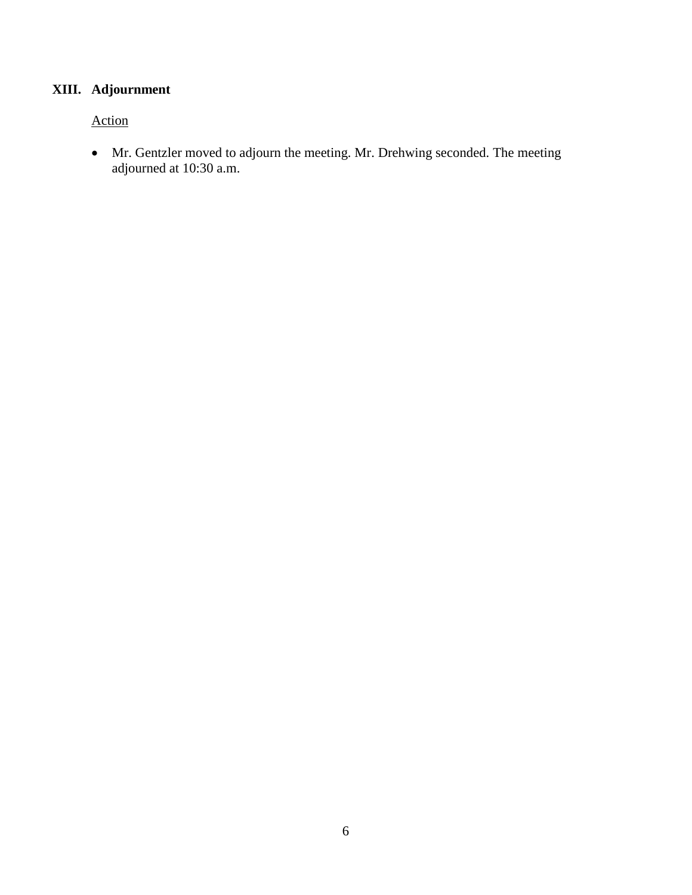## XIII. Adjournment

Action

- Mr. Gentzler moved to adjourn the meeting. Mr. Drehwing seconded. The meeting adjourned at 10:30 a.m.